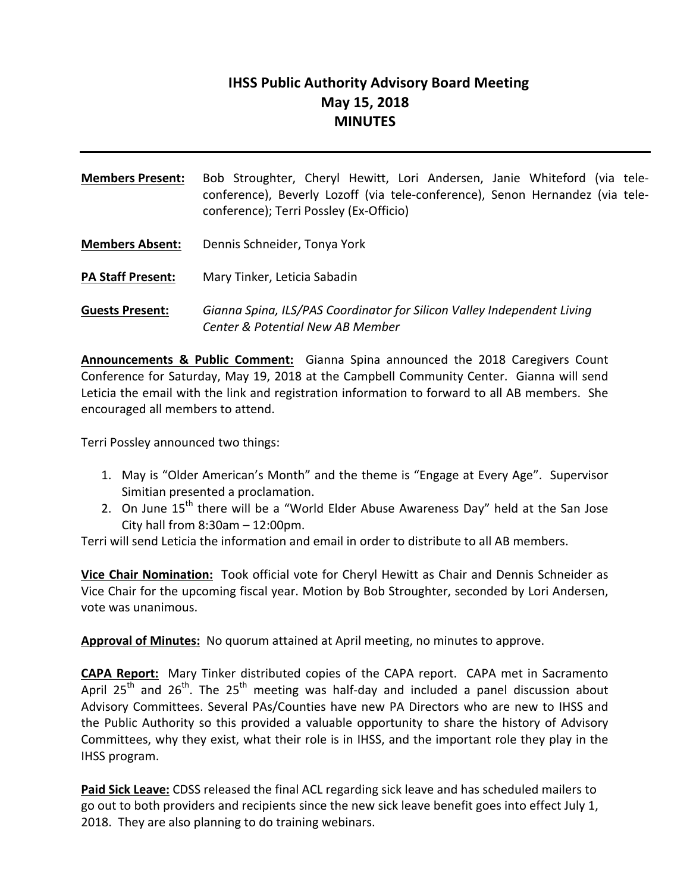# IHSS Public Authority Advisory Board Meeting
## May 15, 2018
## MINUTES

---

**Members Present:** Bob Stroughter, Cheryl Hewitt, Lori Andersen, Janie Whiteford (via tele-conference), Beverly Lozoff (via tele-conference), Senon Hernandez (via tele-conference); Terri Possley (Ex-Officio)

**Members Absent:** Dennis Schneider, Tonya York

**PA Staff Present:** Mary Tinker, Leticia Sabadin

**Guests Present:** *Gianna Spina, ILS/PAS Coordinator for Silicon Valley Independent Living Center & Potential New AB Member*

**Announcements & Public Comment:** Gianna Spina announced the 2018 Caregivers Count Conference for Saturday, May 19, 2018 at the Campbell Community Center. Gianna will send Leticia the email with the link and registration information to forward to all AB members. She encouraged all members to attend.

Terri Possley announced two things:

1. May is "Older American's Month" and the theme is "Engage at Every Age". Supervisor Simitian presented a proclamation.
2. On June 15th there will be a "World Elder Abuse Awareness Day" held at the San Jose City hall from 8:30am – 12:00pm.

Terri will send Leticia the information and email in order to distribute to all AB members.

**Vice Chair Nomination:** Took official vote for Cheryl Hewitt as Chair and Dennis Schneider as Vice Chair for the upcoming fiscal year. Motion by Bob Stroughter, seconded by Lori Andersen, vote was unanimous.

**Approval of Minutes:** No quorum attained at April meeting, no minutes to approve.

**CAPA Report:** Mary Tinker distributed copies of the CAPA report. CAPA met in Sacramento April 25th and 26th. The 25th meeting was half-day and included a panel discussion about Advisory Committees. Several PAs/Counties have new PA Directors who are new to IHSS and the Public Authority so this provided a valuable opportunity to share the history of Advisory Committees, why they exist, what their role is in IHSS, and the important role they play in the IHSS program.

**Paid Sick Leave:** CDSS released the final ACL regarding sick leave and has scheduled mailers to go out to both providers and recipients since the new sick leave benefit goes into effect July 1, 2018. They are also planning to do training webinars.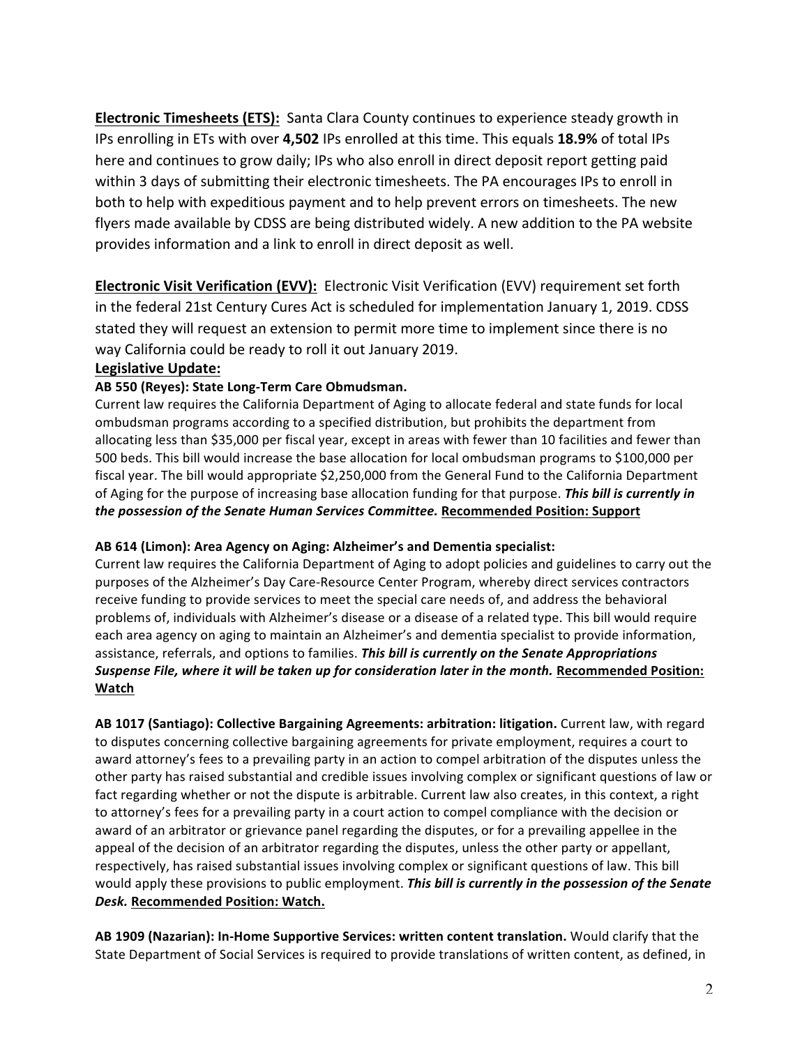**<u>Electronic Timesheets (ETS):</u>** Santa Clara County continues to experience steady growth in IPs enrolling in ETs with over **4,502** IPs enrolled at this time. This equals **18.9%** of total IPs here and continues to grow daily; IPs who also enroll in direct deposit report getting paid within 3 days of submitting their electronic timesheets. The PA encourages IPs to enroll in both to help with expeditious payment and to help prevent errors on timesheets. The new flyers made available by CDSS are being distributed widely. A new addition to the PA website provides information and a link to enroll in direct deposit as well.

**<u>Electronic Visit Verification (EVV):</u>** Electronic Visit Verification (EVV) requirement set forth in the federal 21st Century Cures Act is scheduled for implementation January 1, 2019. CDSS stated they will request an extension to permit more time to implement since there is no way California could be ready to roll it out January 2019.

**<u>Legislative Update:</u>**

**AB 550 (Reyes): State Long-Term Care Obmudsman.**
Current law requires the California Department of Aging to allocate federal and state funds for local ombudsman programs according to a specified distribution, but prohibits the department from allocating less than $35,000 per fiscal year, except in areas with fewer than 10 facilities and fewer than 500 beds. This bill would increase the base allocation for local ombudsman programs to $100,000 per fiscal year. The bill would appropriate $2,250,000 from the General Fund to the California Department of Aging for the purpose of increasing base allocation funding for that purpose. ***This bill is currently in the possession of the Senate Human Services Committee.*** **<u>Recommended Position: Support</u>**

**AB 614 (Limon): Area Agency on Aging: Alzheimer's and Dementia specialist:**
Current law requires the California Department of Aging to adopt policies and guidelines to carry out the purposes of the Alzheimer's Day Care-Resource Center Program, whereby direct services contractors receive funding to provide services to meet the special care needs of, and address the behavioral problems of, individuals with Alzheimer's disease or a disease of a related type. This bill would require each area agency on aging to maintain an Alzheimer's and dementia specialist to provide information, assistance, referrals, and options to families. ***This bill is currently on the Senate Appropriations Suspense File, where it will be taken up for consideration later in the month.*** **<u>Recommended Position: Watch</u>**

**AB 1017 (Santiago): Collective Bargaining Agreements: arbitration: litigation.** Current law, with regard to disputes concerning collective bargaining agreements for private employment, requires a court to award attorney's fees to a prevailing party in an action to compel arbitration of the disputes unless the other party has raised substantial and credible issues involving complex or significant questions of law or fact regarding whether or not the dispute is arbitrable. Current law also creates, in this context, a right to attorney's fees for a prevailing party in a court action to compel compliance with the decision or award of an arbitrator or grievance panel regarding the disputes, or for a prevailing appellee in the appeal of the decision of an arbitrator regarding the disputes, unless the other party or appellant, respectively, has raised substantial issues involving complex or significant questions of law. This bill would apply these provisions to public employment. ***This bill is currently in the possession of the Senate Desk.*** **<u>Recommended Position: Watch.</u>**

**AB 1909 (Nazarian): In-Home Supportive Services: written content translation.** Would clarify that the State Department of Social Services is required to provide translations of written content, as defined, in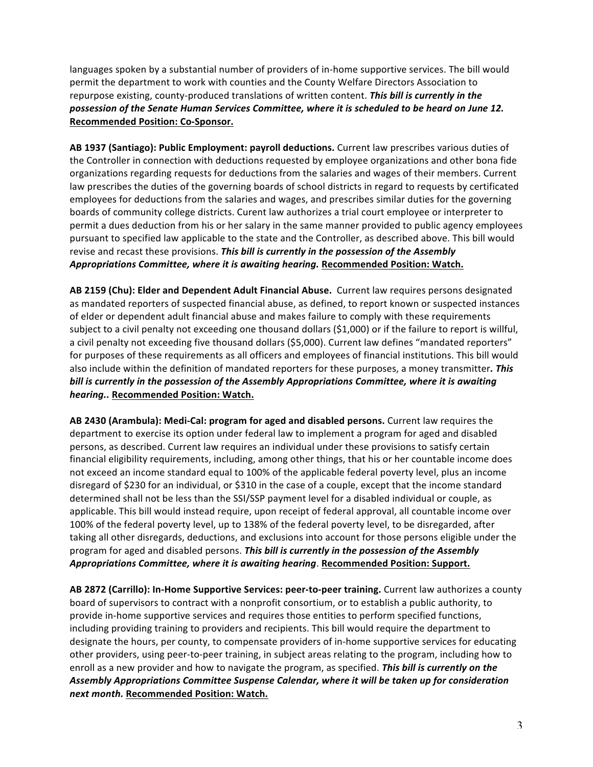languages spoken by a substantial number of providers of in-home supportive services. The bill would permit the department to work with counties and the County Welfare Directors Association to repurpose existing, county-produced translations of written content. ***This bill is currently in the possession of the Senate Human Services Committee, where it is scheduled to be heard on June 12.*** **Recommended Position: Co-Sponsor.**

**AB 1937 (Santiago): Public Employment: payroll deductions.** Current law prescribes various duties of the Controller in connection with deductions requested by employee organizations and other bona fide organizations regarding requests for deductions from the salaries and wages of their members. Current law prescribes the duties of the governing boards of school districts in regard to requests by certificated employees for deductions from the salaries and wages, and prescribes similar duties for the governing boards of community college districts. Curent law authorizes a trial court employee or interpreter to permit a dues deduction from his or her salary in the same manner provided to public agency employees pursuant to specified law applicable to the state and the Controller, as described above. This bill would revise and recast these provisions. ***This bill is currently in the possession of the Assembly Appropriations Committee, where it is awaiting hearing.*** **Recommended Position: Watch.**

**AB 2159 (Chu): Elder and Dependent Adult Financial Abuse.** Current law requires persons designated as mandated reporters of suspected financial abuse, as defined, to report known or suspected instances of elder or dependent adult financial abuse and makes failure to comply with these requirements subject to a civil penalty not exceeding one thousand dollars ($1,000) or if the failure to report is willful, a civil penalty not exceeding five thousand dollars ($5,000). Current law defines "mandated reporters" for purposes of these requirements as all officers and employees of financial institutions. This bill would also include within the definition of mandated reporters for these purposes, a money transmitter***. This bill is currently in the possession of the Assembly Appropriations Committee, where it is awaiting hearing..*** **Recommended Position: Watch.**

**AB 2430 (Arambula): Medi-Cal: program for aged and disabled persons.** Current law requires the department to exercise its option under federal law to implement a program for aged and disabled persons, as described. Current law requires an individual under these provisions to satisfy certain financial eligibility requirements, including, among other things, that his or her countable income does not exceed an income standard equal to 100% of the applicable federal poverty level, plus an income disregard of $230 for an individual, or $310 in the case of a couple, except that the income standard determined shall not be less than the SSI/SSP payment level for a disabled individual or couple, as applicable. This bill would instead require, upon receipt of federal approval, all countable income over 100% of the federal poverty level, up to 138% of the federal poverty level, to be disregarded, after taking all other disregards, deductions, and exclusions into account for those persons eligible under the program for aged and disabled persons. ***This bill is currently in the possession of the Assembly Appropriations Committee, where it is awaiting hearing***. **Recommended Position: Support.**

**AB 2872 (Carrillo): In-Home Supportive Services: peer-to-peer training.** Current law authorizes a county board of supervisors to contract with a nonprofit consortium, or to establish a public authority, to provide in-home supportive services and requires those entities to perform specified functions, including providing training to providers and recipients. This bill would require the department to designate the hours, per county, to compensate providers of in-home supportive services for educating other providers, using peer-to-peer training, in subject areas relating to the program, including how to enroll as a new provider and how to navigate the program, as specified. ***This bill is currently on the Assembly Appropriations Committee Suspense Calendar, where it will be taken up for consideration next month.*** **Recommended Position: Watch.**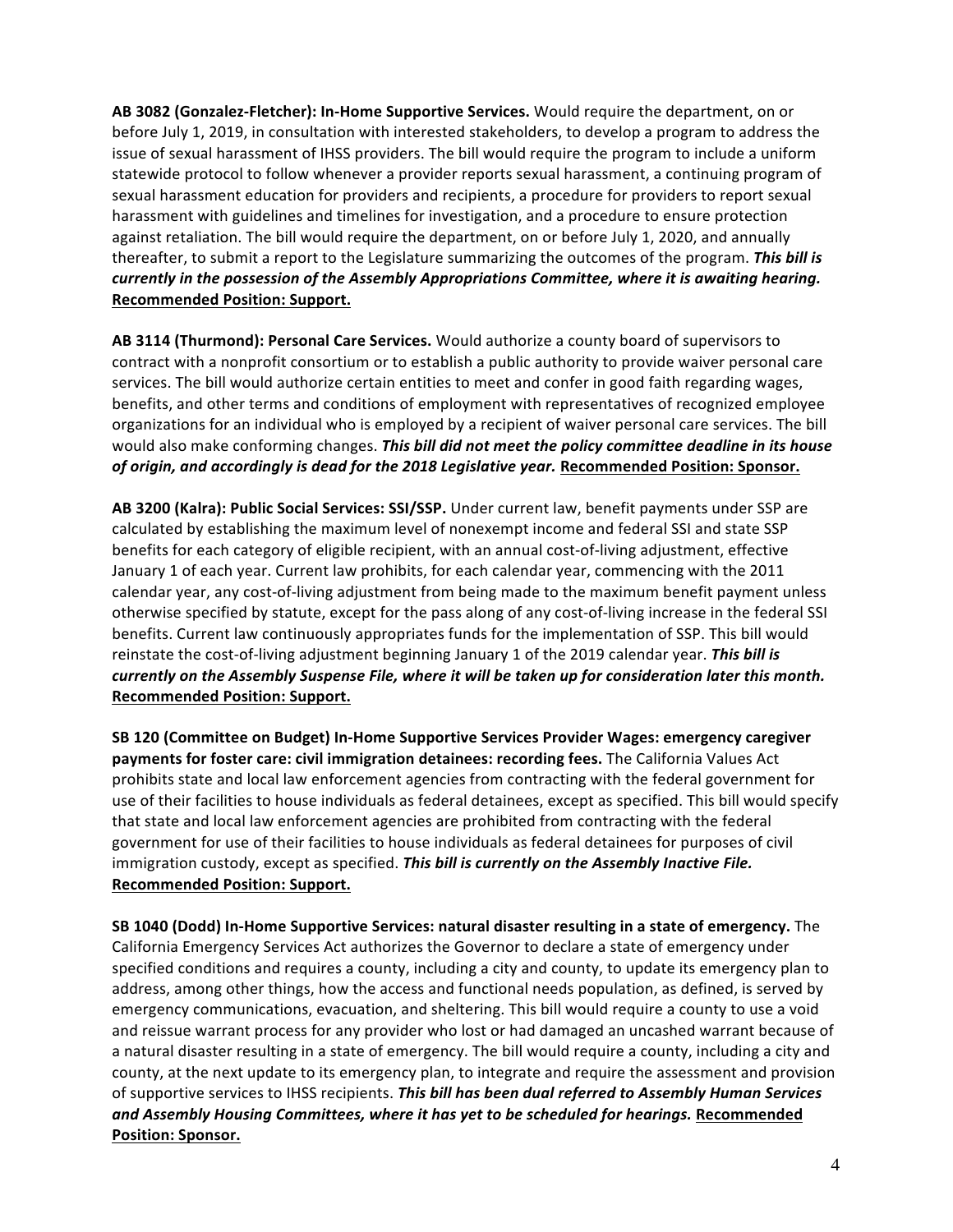**AB 3082 (Gonzalez-Fletcher): In-Home Supportive Services.** Would require the department, on or before July 1, 2019, in consultation with interested stakeholders, to develop a program to address the issue of sexual harassment of IHSS providers. The bill would require the program to include a uniform statewide protocol to follow whenever a provider reports sexual harassment, a continuing program of sexual harassment education for providers and recipients, a procedure for providers to report sexual harassment with guidelines and timelines for investigation, and a procedure to ensure protection against retaliation. The bill would require the department, on or before July 1, 2020, and annually thereafter, to submit a report to the Legislature summarizing the outcomes of the program. ***This bill is currently in the possession of the Assembly Appropriations Committee, where it is awaiting hearing.*** **Recommended Position: Support.**

**AB 3114 (Thurmond): Personal Care Services.** Would authorize a county board of supervisors to contract with a nonprofit consortium or to establish a public authority to provide waiver personal care services. The bill would authorize certain entities to meet and confer in good faith regarding wages, benefits, and other terms and conditions of employment with representatives of recognized employee organizations for an individual who is employed by a recipient of waiver personal care services. The bill would also make conforming changes. ***This bill did not meet the policy committee deadline in its house of origin, and accordingly is dead for the 2018 Legislative year.*** **Recommended Position: Sponsor.**

**AB 3200 (Kalra): Public Social Services: SSI/SSP.** Under current law, benefit payments under SSP are calculated by establishing the maximum level of nonexempt income and federal SSI and state SSP benefits for each category of eligible recipient, with an annual cost-of-living adjustment, effective January 1 of each year. Current law prohibits, for each calendar year, commencing with the 2011 calendar year, any cost-of-living adjustment from being made to the maximum benefit payment unless otherwise specified by statute, except for the pass along of any cost-of-living increase in the federal SSI benefits. Current law continuously appropriates funds for the implementation of SSP. This bill would reinstate the cost-of-living adjustment beginning January 1 of the 2019 calendar year. ***This bill is currently on the Assembly Suspense File, where it will be taken up for consideration later this month.*** **Recommended Position: Support.**

**SB 120 (Committee on Budget) In-Home Supportive Services Provider Wages: emergency caregiver payments for foster care: civil immigration detainees: recording fees.** The California Values Act prohibits state and local law enforcement agencies from contracting with the federal government for use of their facilities to house individuals as federal detainees, except as specified. This bill would specify that state and local law enforcement agencies are prohibited from contracting with the federal government for use of their facilities to house individuals as federal detainees for purposes of civil immigration custody, except as specified. ***This bill is currently on the Assembly Inactive File.*** **Recommended Position: Support.**

**SB 1040 (Dodd) In-Home Supportive Services: natural disaster resulting in a state of emergency.** The California Emergency Services Act authorizes the Governor to declare a state of emergency under specified conditions and requires a county, including a city and county, to update its emergency plan to address, among other things, how the access and functional needs population, as defined, is served by emergency communications, evacuation, and sheltering. This bill would require a county to use a void and reissue warrant process for any provider who lost or had damaged an uncashed warrant because of a natural disaster resulting in a state of emergency. The bill would require a county, including a city and county, at the next update to its emergency plan, to integrate and require the assessment and provision of supportive services to IHSS recipients. ***This bill has been dual referred to Assembly Human Services and Assembly Housing Committees, where it has yet to be scheduled for hearings.*** **Recommended Position: Sponsor.**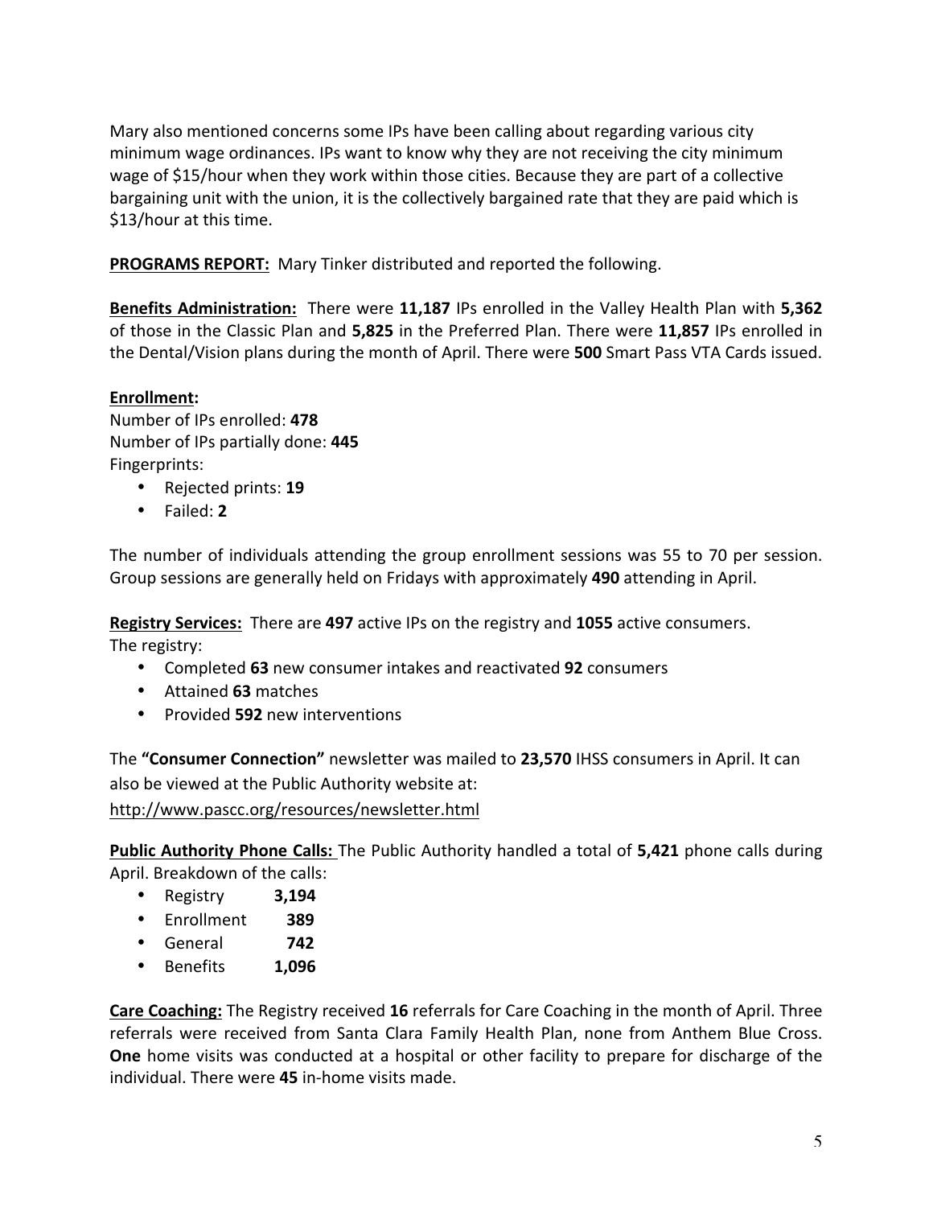Mary also mentioned concerns some IPs have been calling about regarding various city minimum wage ordinances. IPs want to know why they are not receiving the city minimum wage of $15/hour when they work within those cities. Because they are part of a collective bargaining unit with the union, it is the collectively bargained rate that they are paid which is $13/hour at this time.

**<u>PROGRAMS REPORT:</u>** Mary Tinker distributed and reported the following.

**<u>Benefits Administration:</u>** There were **11,187** IPs enrolled in the Valley Health Plan with **5,362** of those in the Classic Plan and **5,825** in the Preferred Plan. There were **11,857** IPs enrolled in the Dental/Vision plans during the month of April. There were **500** Smart Pass VTA Cards issued.

**<u>Enrollment:</u>**

Number of IPs enrolled: **478**

Number of IPs partially done: **445**

Fingerprints:

- Rejected prints: **19**
- Failed: **2**

The number of individuals attending the group enrollment sessions was 55 to 70 per session. Group sessions are generally held on Fridays with approximately **490** attending in April.

**<u>Registry Services:</u>** There are **497** active IPs on the registry and **1055** active consumers.

The registry:

- Completed **63** new consumer intakes and reactivated **92** consumers
- Attained **63** matches
- Provided **592** new interventions

The **"Consumer Connection"** newsletter was mailed to **23,570** IHSS consumers in April. It can also be viewed at the Public Authority website at:

http://www.pascc.org/resources/newsletter.html

**<u>Public Authority Phone Calls:</u>** The Public Authority handled a total of **5,421** phone calls during April. Breakdown of the calls:

- Registry **3,194**
- Enrollment **389**
- General **742**
- Benefits **1,096**

**<u>Care Coaching:</u>** The Registry received **16** referrals for Care Coaching in the month of April. Three referrals were received from Santa Clara Family Health Plan, none from Anthem Blue Cross. **One** home visits was conducted at a hospital or other facility to prepare for discharge of the individual. There were **45** in-home visits made.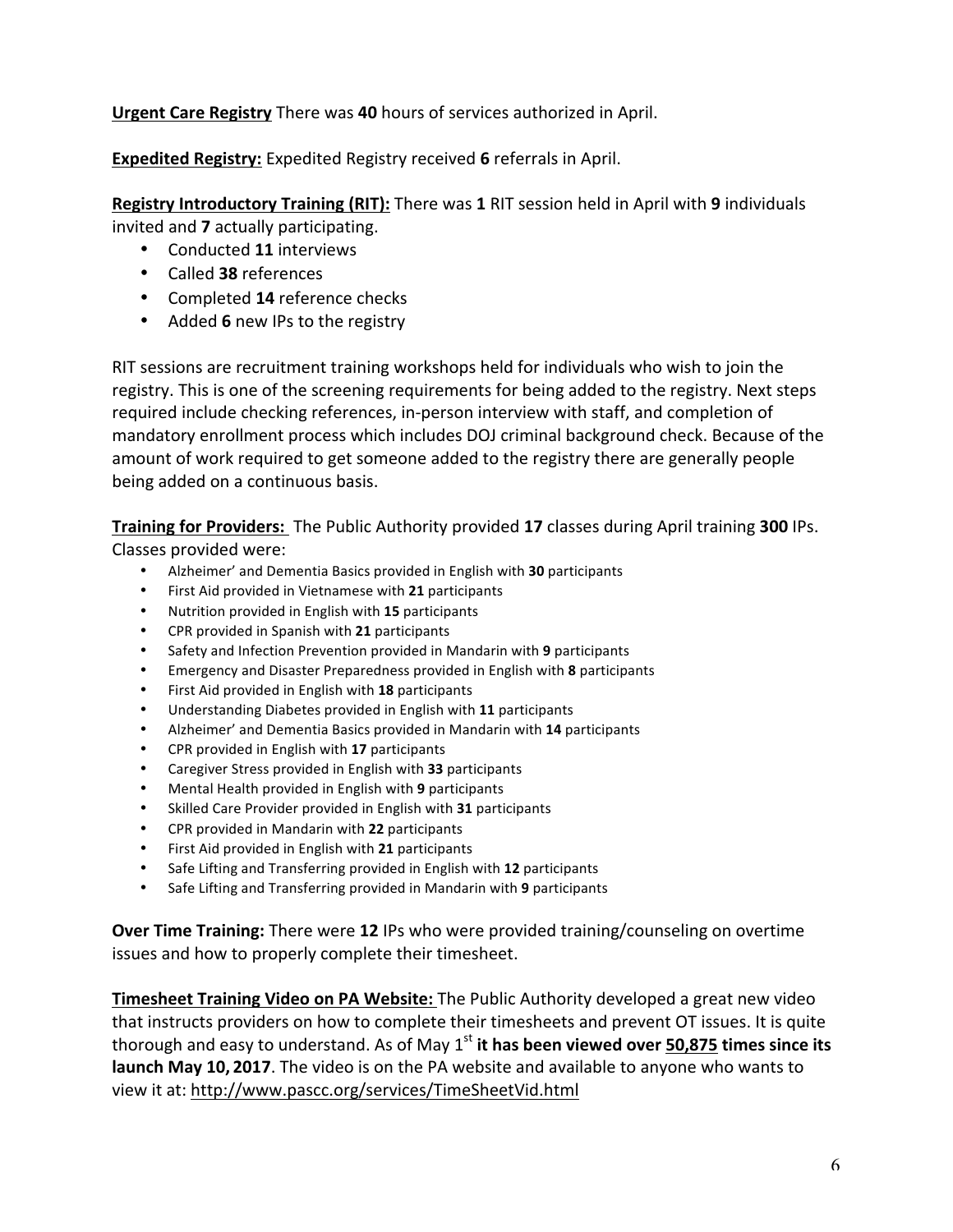**Urgent Care Registry** There was **40** hours of services authorized in April.

**Expedited Registry:** Expedited Registry received **6** referrals in April.

**Registry Introductory Training (RIT):** There was **1** RIT session held in April with **9** individuals invited and **7** actually participating.

- Conducted **11** interviews
- Called **38** references
- Completed **14** reference checks
- Added **6** new IPs to the registry

RIT sessions are recruitment training workshops held for individuals who wish to join the registry. This is one of the screening requirements for being added to the registry. Next steps required include checking references, in-person interview with staff, and completion of mandatory enrollment process which includes DOJ criminal background check. Because of the amount of work required to get someone added to the registry there are generally people being added on a continuous basis.

**Training for Providers:** The Public Authority provided **17** classes during April training **300** IPs. Classes provided were:

- Alzheimer' and Dementia Basics provided in English with **30** participants
- First Aid provided in Vietnamese with **21** participants
- Nutrition provided in English with **15** participants
- CPR provided in Spanish with **21** participants
- Safety and Infection Prevention provided in Mandarin with **9** participants
- Emergency and Disaster Preparedness provided in English with **8** participants
- First Aid provided in English with **18** participants
- Understanding Diabetes provided in English with **11** participants
- Alzheimer' and Dementia Basics provided in Mandarin with **14** participants
- CPR provided in English with **17** participants
- Caregiver Stress provided in English with **33** participants
- Mental Health provided in English with **9** participants
- Skilled Care Provider provided in English with **31** participants
- CPR provided in Mandarin with **22** participants
- First Aid provided in English with **21** participants
- Safe Lifting and Transferring provided in English with **12** participants
- Safe Lifting and Transferring provided in Mandarin with **9** participants

**Over Time Training:** There were **12** IPs who were provided training/counseling on overtime issues and how to properly complete their timesheet.

**Timesheet Training Video on PA Website:** The Public Authority developed a great new video that instructs providers on how to complete their timesheets and prevent OT issues. It is quite thorough and easy to understand. As of May 1st **it has been viewed over 50,875 times since its launch May 10, 2017**. The video is on the PA website and available to anyone who wants to view it at: http://www.pascc.org/services/TimeSheetVid.html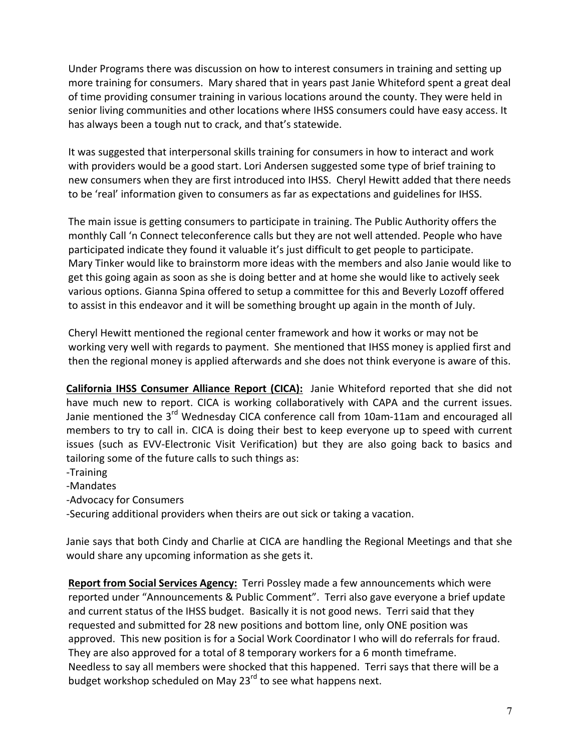Under Programs there was discussion on how to interest consumers in training and setting up more training for consumers. Mary shared that in years past Janie Whiteford spent a great deal of time providing consumer training in various locations around the county. They were held in senior living communities and other locations where IHSS consumers could have easy access. It has always been a tough nut to crack, and that's statewide.

It was suggested that interpersonal skills training for consumers in how to interact and work with providers would be a good start. Lori Andersen suggested some type of brief training to new consumers when they are first introduced into IHSS. Cheryl Hewitt added that there needs to be 'real' information given to consumers as far as expectations and guidelines for IHSS.

The main issue is getting consumers to participate in training. The Public Authority offers the monthly Call 'n Connect teleconference calls but they are not well attended. People who have participated indicate they found it valuable it's just difficult to get people to participate. Mary Tinker would like to brainstorm more ideas with the members and also Janie would like to get this going again as soon as she is doing better and at home she would like to actively seek various options. Gianna Spina offered to setup a committee for this and Beverly Lozoff offered to assist in this endeavor and it will be something brought up again in the month of July.

Cheryl Hewitt mentioned the regional center framework and how it works or may not be working very well with regards to payment. She mentioned that IHSS money is applied first and then the regional money is applied afterwards and she does not think everyone is aware of this.

**California IHSS Consumer Alliance Report (CICA):** Janie Whiteford reported that she did not have much new to report. CICA is working collaboratively with CAPA and the current issues. Janie mentioned the 3rd Wednesday CICA conference call from 10am-11am and encouraged all members to try to call in. CICA is doing their best to keep everyone up to speed with current issues (such as EVV-Electronic Visit Verification) but they are also going back to basics and tailoring some of the future calls to such things as:

- Training
- Mandates
- Advocacy for Consumers
- Securing additional providers when theirs are out sick or taking a vacation.

Janie says that both Cindy and Charlie at CICA are handling the Regional Meetings and that she would share any upcoming information as she gets it.

**Report from Social Services Agency:** Terri Possley made a few announcements which were reported under "Announcements & Public Comment". Terri also gave everyone a brief update and current status of the IHSS budget. Basically it is not good news. Terri said that they requested and submitted for 28 new positions and bottom line, only ONE position was approved. This new position is for a Social Work Coordinator I who will do referrals for fraud. They are also approved for a total of 8 temporary workers for a 6 month timeframe. Needless to say all members were shocked that this happened. Terri says that there will be a budget workshop scheduled on May 23rd to see what happens next.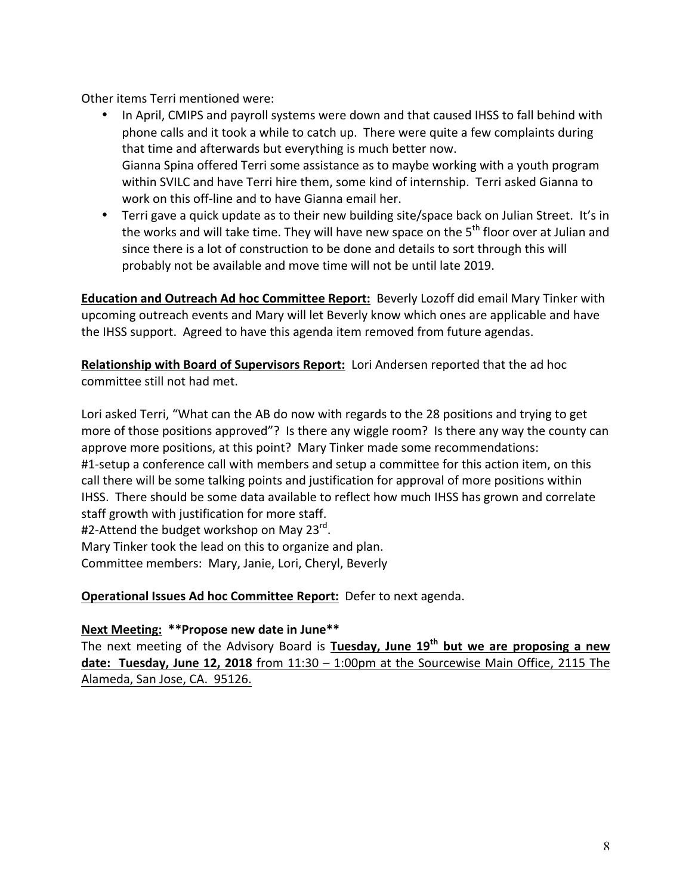Other items Terri mentioned were:

- In April, CMIPS and payroll systems were down and that caused IHSS to fall behind with phone calls and it took a while to catch up. There were quite a few complaints during that time and afterwards but everything is much better now.
  Gianna Spina offered Terri some assistance as to maybe working with a youth program within SVILC and have Terri hire them, some kind of internship. Terri asked Gianna to work on this off-line and to have Gianna email her.
- Terri gave a quick update as to their new building site/space back on Julian Street. It's in the works and will take time. They will have new space on the 5th floor over at Julian and since there is a lot of construction to be done and details to sort through this will probably not be available and move time will not be until late 2019.

**Education and Outreach Ad hoc Committee Report:** Beverly Lozoff did email Mary Tinker with upcoming outreach events and Mary will let Beverly know which ones are applicable and have the IHSS support. Agreed to have this agenda item removed from future agendas.

**Relationship with Board of Supervisors Report:** Lori Andersen reported that the ad hoc committee still not had met.

Lori asked Terri, "What can the AB do now with regards to the 28 positions and trying to get more of those positions approved"? Is there any wiggle room? Is there any way the county can approve more positions, at this point? Mary Tinker made some recommendations:
#1-setup a conference call with members and setup a committee for this action item, on this call there will be some talking points and justification for approval of more positions within IHSS. There should be some data available to reflect how much IHSS has grown and correlate staff growth with justification for more staff.
#2-Attend the budget workshop on May 23rd.
Mary Tinker took the lead on this to organize and plan.
Committee members: Mary, Janie, Lori, Cheryl, Beverly

**Operational Issues Ad hoc Committee Report:** Defer to next agenda.

**Next Meeting: \*\*Propose new date in June\*\***
The next meeting of the Advisory Board is **Tuesday, June 19th but we are proposing a new date: Tuesday, June 12, 2018** from 11:30 – 1:00pm at the Sourcewise Main Office, 2115 The Alameda, San Jose, CA. 95126.